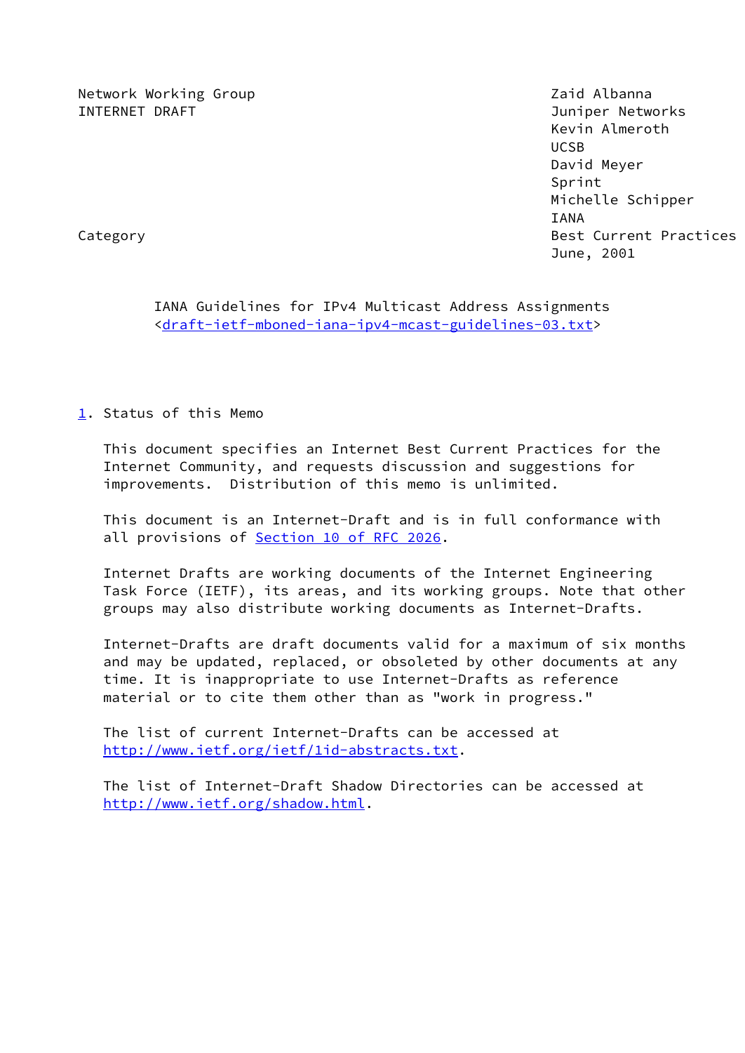Network Working Group                                   Zaid Albanna
INTERNET DRAFT                                          Juniper Networks
                                                        Kevin Almeroth
                                                        UCSB
                                                        David Meyer
                                                        Sprint
                                                        Michelle Schipper
                                                        IANA
Category                                                Best Current Practices
                                                        June, 2001

# IANA Guidelines for IPv4 Multicast Address Assignments

<draft-ietf-mboned-iana-ipv4-mcast-guidelines-03.txt>

## 1. Status of this Memo

This document specifies an Internet Best Current Practices for the Internet Community, and requests discussion and suggestions for improvements. Distribution of this memo is unlimited.

This document is an Internet-Draft and is in full conformance with all provisions of Section 10 of RFC 2026.

Internet Drafts are working documents of the Internet Engineering Task Force (IETF), its areas, and its working groups. Note that other groups may also distribute working documents as Internet-Drafts.

Internet-Drafts are draft documents valid for a maximum of six months and may be updated, replaced, or obsoleted by other documents at any time. It is inappropriate to use Internet-Drafts as reference material or to cite them other than as "work in progress."

The list of current Internet-Drafts can be accessed at http://www.ietf.org/ietf/1id-abstracts.txt.

The list of Internet-Draft Shadow Directories can be accessed at http://www.ietf.org/shadow.html.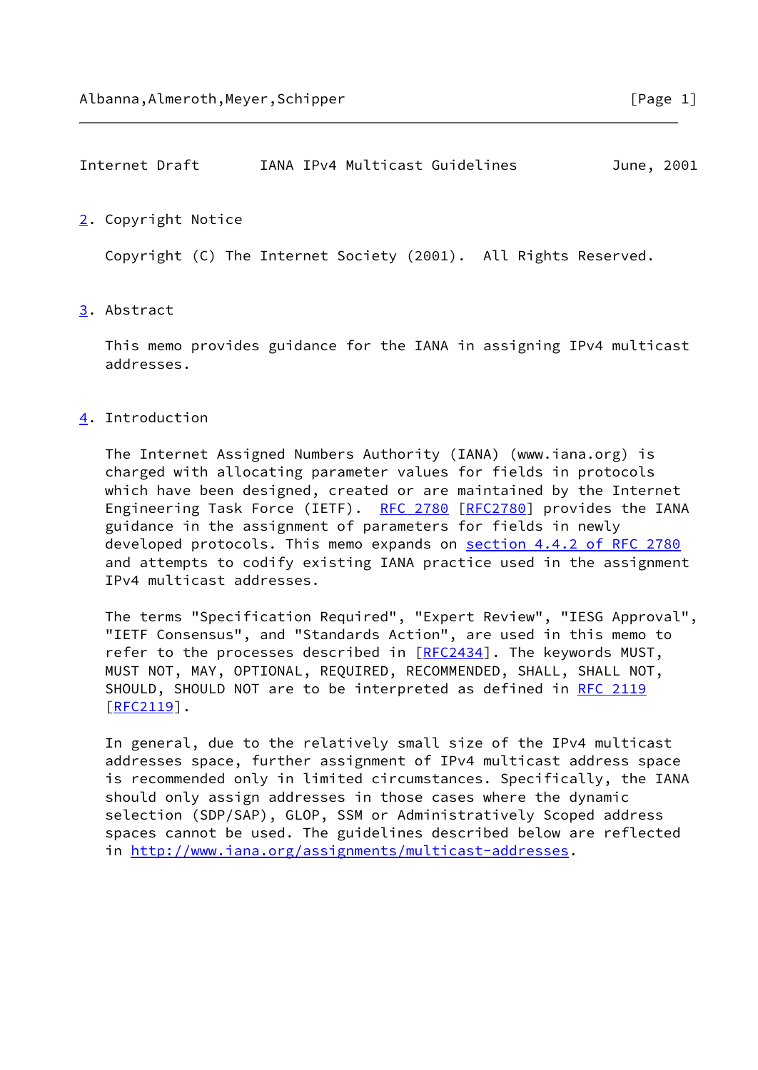## 2. Copyright Notice

Copyright (C) The Internet Society (2001). All Rights Reserved.

## 3. Abstract

This memo provides guidance for the IANA in assigning IPv4 multicast addresses.

## 4. Introduction

The Internet Assigned Numbers Authority (IANA) (www.iana.org) is charged with allocating parameter values for fields in protocols which have been designed, created or are maintained by the Internet Engineering Task Force (IETF). RFC 2780 [RFC2780] provides the IANA guidance in the assignment of parameters for fields in newly developed protocols. This memo expands on section 4.4.2 of RFC 2780 and attempts to codify existing IANA practice used in the assignment IPv4 multicast addresses.

The terms "Specification Required", "Expert Review", "IESG Approval", "IETF Consensus", and "Standards Action", are used in this memo to refer to the processes described in [RFC2434]. The keywords MUST, MUST NOT, MAY, OPTIONAL, REQUIRED, RECOMMENDED, SHALL, SHALL NOT, SHOULD, SHOULD NOT are to be interpreted as defined in RFC 2119 [RFC2119].

In general, due to the relatively small size of the IPv4 multicast addresses space, further assignment of IPv4 multicast address space is recommended only in limited circumstances. Specifically, the IANA should only assign addresses in those cases where the dynamic selection (SDP/SAP), GLOP, SSM or Administratively Scoped address spaces cannot be used. The guidelines described below are reflected in http://www.iana.org/assignments/multicast-addresses.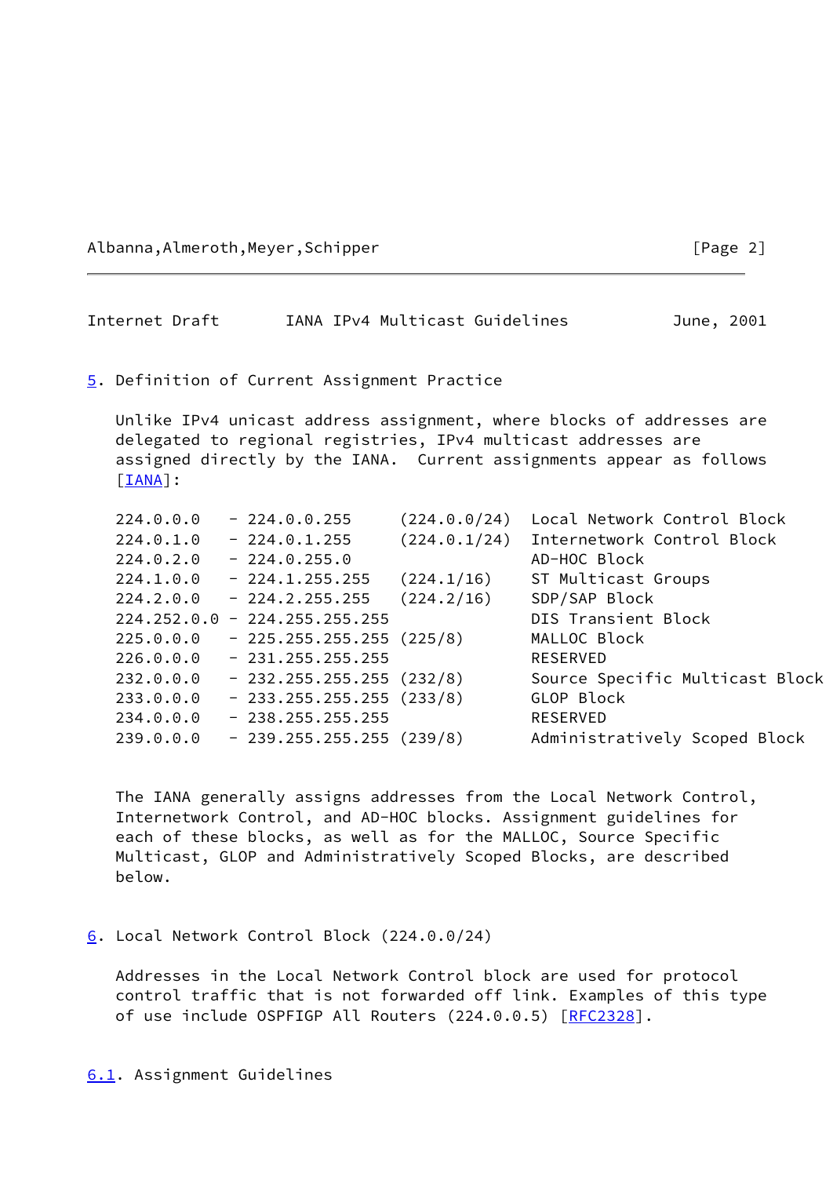## 5. Definition of Current Assignment Practice

Unlike IPv4 unicast address assignment, where blocks of addresses are delegated to regional registries, IPv4 multicast addresses are assigned directly by the IANA. Current assignments appear as follows [IANA]:

```
224.0.0.0   - 224.0.0.255     (224.0.0/24)  Local Network Control Block
224.0.1.0   - 224.0.1.255     (224.0.1/24)  Internetwork Control Block
224.0.2.0   - 224.0.255.0                   AD-HOC Block
224.1.0.0   - 224.1.255.255   (224.1/16)    ST Multicast Groups
224.2.0.0   - 224.2.255.255   (224.2/16)    SDP/SAP Block
224.252.0.0 - 224.255.255.255               DIS Transient Block
225.0.0.0   - 225.255.255.255 (225/8)       MALLOC Block
226.0.0.0   - 231.255.255.255               RESERVED
232.0.0.0   - 232.255.255.255 (232/8)       Source Specific Multicast Block
233.0.0.0   - 233.255.255.255 (233/8)       GLOP Block
234.0.0.0   - 238.255.255.255               RESERVED
239.0.0.0   - 239.255.255.255 (239/8)       Administratively Scoped Block
```

The IANA generally assigns addresses from the Local Network Control, Internetwork Control, and AD-HOC blocks. Assignment guidelines for each of these blocks, as well as for the MALLOC, Source Specific Multicast, GLOP and Administratively Scoped Blocks, are described below.

## 6. Local Network Control Block (224.0.0/24)

Addresses in the Local Network Control block are used for protocol control traffic that is not forwarded off link. Examples of this type of use include OSPFIGP All Routers (224.0.0.5) [RFC2328].

### 6.1. Assignment Guidelines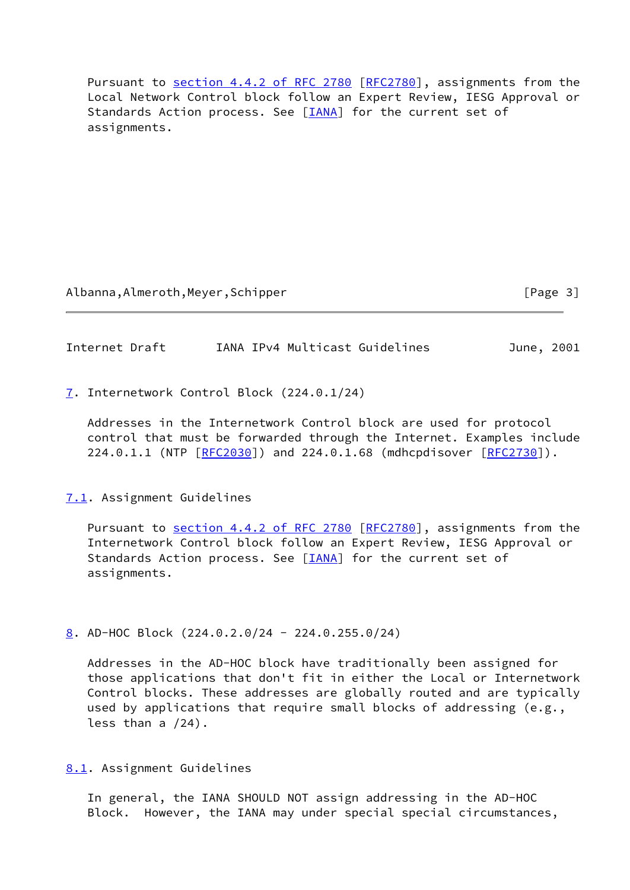Pursuant to section 4.4.2 of RFC 2780 [RFC2780], assignments from the Local Network Control block follow an Expert Review, IESG Approval or Standards Action process. See [IANA] for the current set of assignments.

## 7. Internetwork Control Block (224.0.1/24)

Addresses in the Internetwork Control block are used for protocol control that must be forwarded through the Internet. Examples include 224.0.1.1 (NTP [RFC2030]) and 224.0.1.68 (mdhcpdisover [RFC2730]).

### 7.1. Assignment Guidelines

Pursuant to section 4.4.2 of RFC 2780 [RFC2780], assignments from the Internetwork Control block follow an Expert Review, IESG Approval or Standards Action process. See [IANA] for the current set of assignments.

## 8. AD-HOC Block (224.0.2.0/24 - 224.0.255.0/24)

Addresses in the AD-HOC block have traditionally been assigned for those applications that don't fit in either the Local or Internetwork Control blocks. These addresses are globally routed and are typically used by applications that require small blocks of addressing (e.g., less than a /24).

### 8.1. Assignment Guidelines

In general, the IANA SHOULD NOT assign addressing in the AD-HOC Block. However, the IANA may under special special circumstances,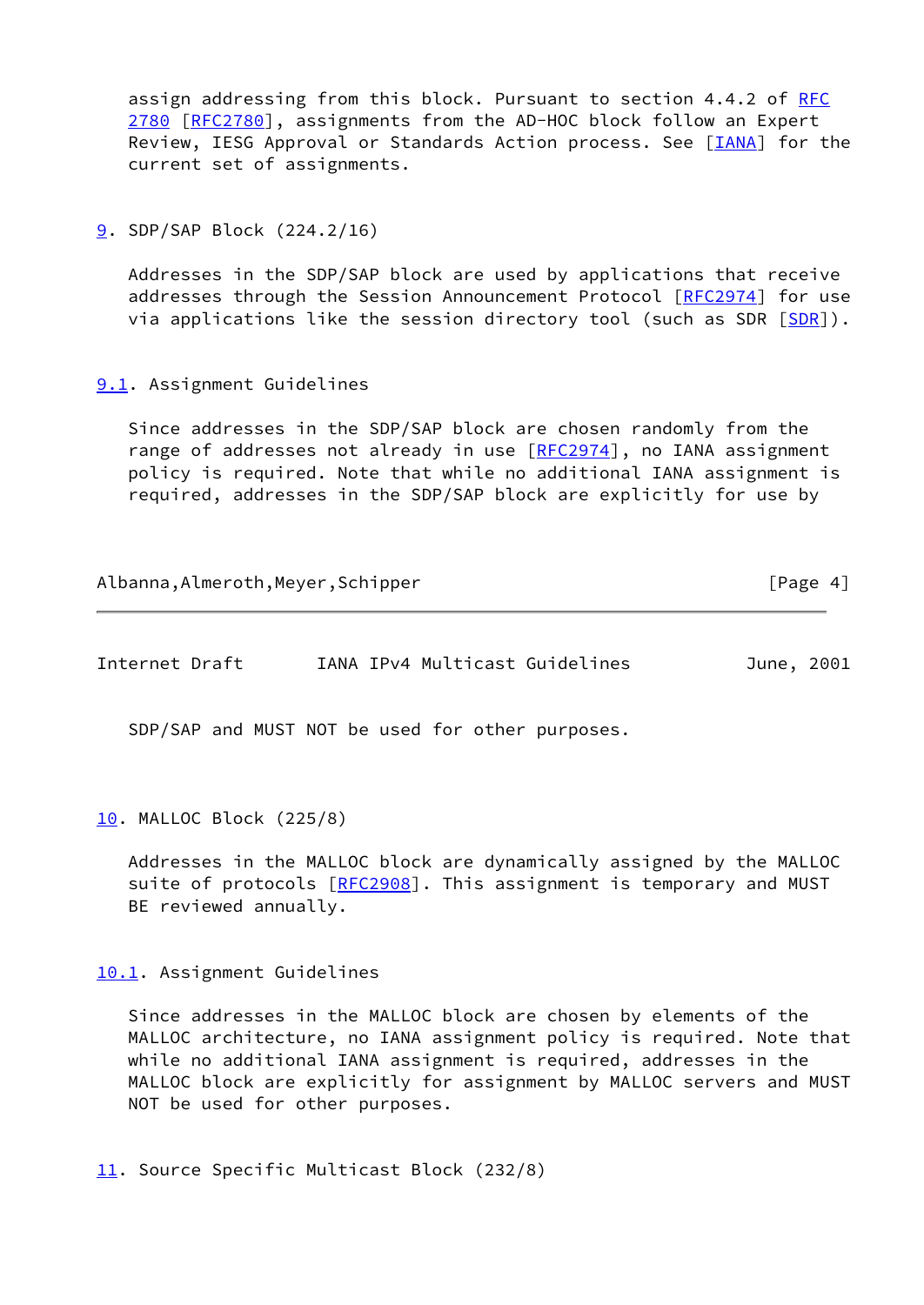assign addressing from this block. Pursuant to section 4.4.2 of RFC 2780 [RFC2780], assignments from the AD-HOC block follow an Expert Review, IESG Approval or Standards Action process. See [IANA] for the current set of assignments.

## 9. SDP/SAP Block (224.2/16)

Addresses in the SDP/SAP block are used by applications that receive addresses through the Session Announcement Protocol [RFC2974] for use via applications like the session directory tool (such as SDR [SDR]).

### 9.1. Assignment Guidelines

Since addresses in the SDP/SAP block are chosen randomly from the range of addresses not already in use [RFC2974], no IANA assignment policy is required. Note that while no additional IANA assignment is required, addresses in the SDP/SAP block are explicitly for use by SDP/SAP and MUST NOT be used for other purposes.

## 10. MALLOC Block (225/8)

Addresses in the MALLOC block are dynamically assigned by the MALLOC suite of protocols [RFC2908]. This assignment is temporary and MUST BE reviewed annually.

### 10.1. Assignment Guidelines

Since addresses in the MALLOC block are chosen by elements of the MALLOC architecture, no IANA assignment policy is required. Note that while no additional IANA assignment is required, addresses in the MALLOC block are explicitly for assignment by MALLOC servers and MUST NOT be used for other purposes.

## 11. Source Specific Multicast Block (232/8)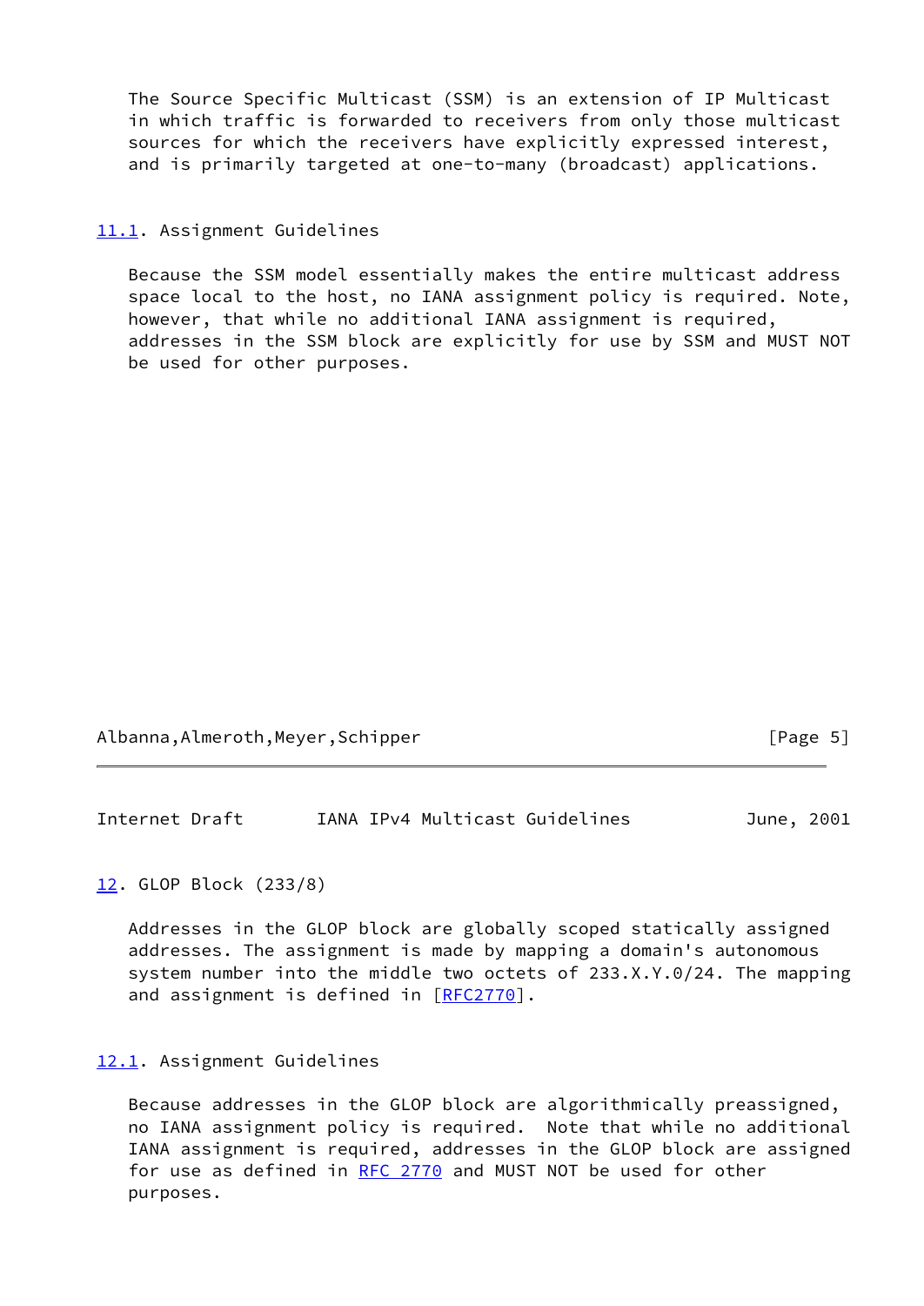The Source Specific Multicast (SSM) is an extension of IP Multicast in which traffic is forwarded to receivers from only those multicast sources for which the receivers have explicitly expressed interest, and is primarily targeted at one-to-many (broadcast) applications.

### 11.1. Assignment Guidelines

Because the SSM model essentially makes the entire multicast address space local to the host, no IANA assignment policy is required. Note, however, that while no additional IANA assignment is required, addresses in the SSM block are explicitly for use by SSM and MUST NOT be used for other purposes.

## 12. GLOP Block (233/8)

Addresses in the GLOP block are globally scoped statically assigned addresses. The assignment is made by mapping a domain's autonomous system number into the middle two octets of 233.X.Y.0/24. The mapping and assignment is defined in [RFC2770].

### 12.1. Assignment Guidelines

Because addresses in the GLOP block are algorithmically preassigned, no IANA assignment policy is required. Note that while no additional IANA assignment is required, addresses in the GLOP block are assigned for use as defined in RFC 2770 and MUST NOT be used for other purposes.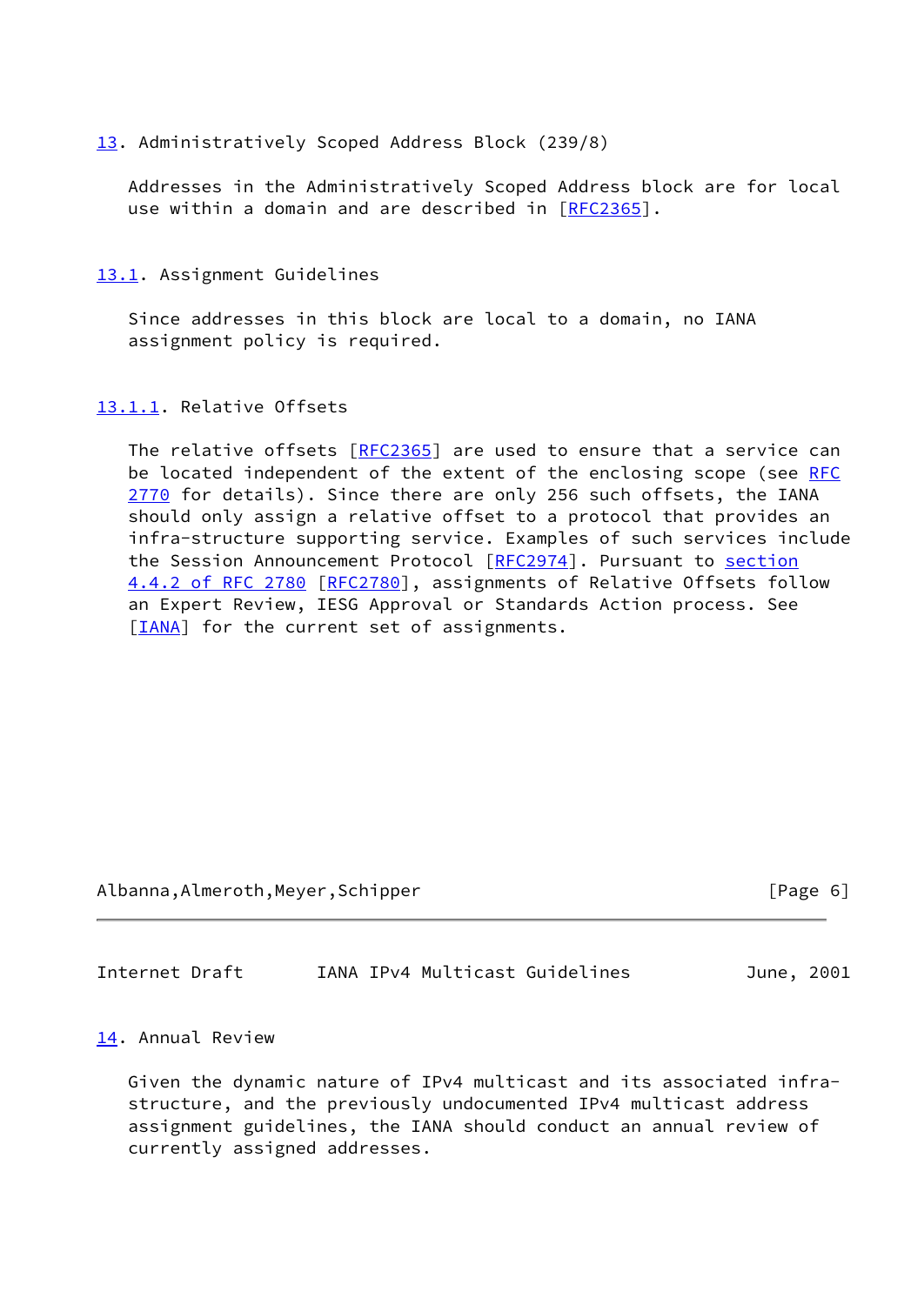## 13. Administratively Scoped Address Block (239/8)

Addresses in the Administratively Scoped Address block are for local use within a domain and are described in [RFC2365].

### 13.1. Assignment Guidelines

Since addresses in this block are local to a domain, no IANA assignment policy is required.

#### 13.1.1. Relative Offsets

The relative offsets [RFC2365] are used to ensure that a service can be located independent of the extent of the enclosing scope (see RFC 2770 for details). Since there are only 256 such offsets, the IANA should only assign a relative offset to a protocol that provides an infra-structure supporting service. Examples of such services include the Session Announcement Protocol [RFC2974]. Pursuant to section 4.4.2 of RFC 2780 [RFC2780], assignments of Relative Offsets follow an Expert Review, IESG Approval or Standards Action process. See [IANA] for the current set of assignments.

## 14. Annual Review

Given the dynamic nature of IPv4 multicast and its associated infra-structure, and the previously undocumented IPv4 multicast address assignment guidelines, the IANA should conduct an annual review of currently assigned addresses.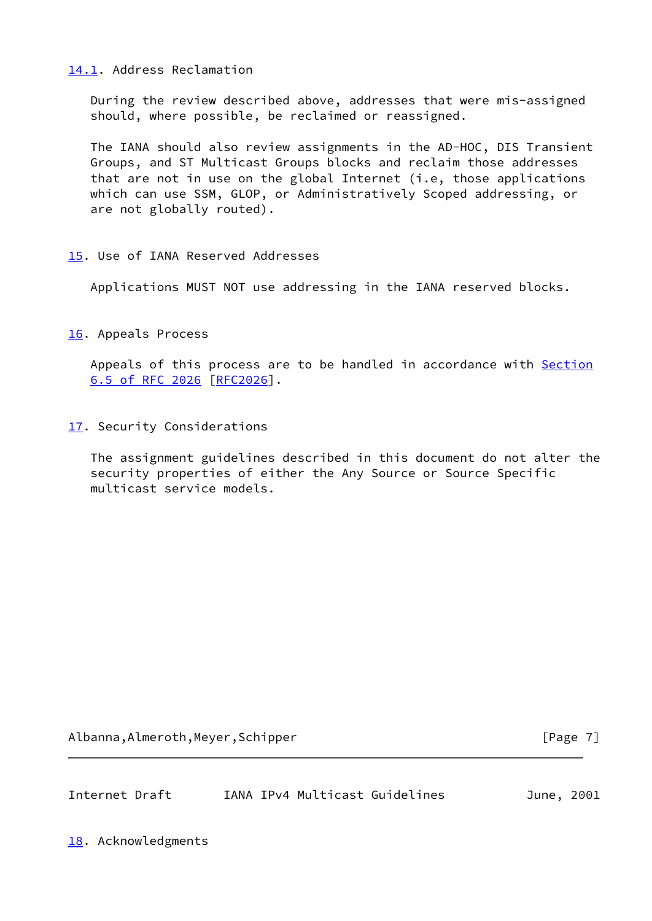### 14.1. Address Reclamation

During the review described above, addresses that were mis-assigned should, where possible, be reclaimed or reassigned.

The IANA should also review assignments in the AD-HOC, DIS Transient Groups, and ST Multicast Groups blocks and reclaim those addresses that are not in use on the global Internet (i.e, those applications which can use SSM, GLOP, or Administratively Scoped addressing, or are not globally routed).

## 15. Use of IANA Reserved Addresses

Applications MUST NOT use addressing in the IANA reserved blocks.

## 16. Appeals Process

Appeals of this process are to be handled in accordance with Section 6.5 of RFC 2026 [RFC2026].

## 17. Security Considerations

The assignment guidelines described in this document do not alter the security properties of either the Any Source or Source Specific multicast service models.

## 18. Acknowledgments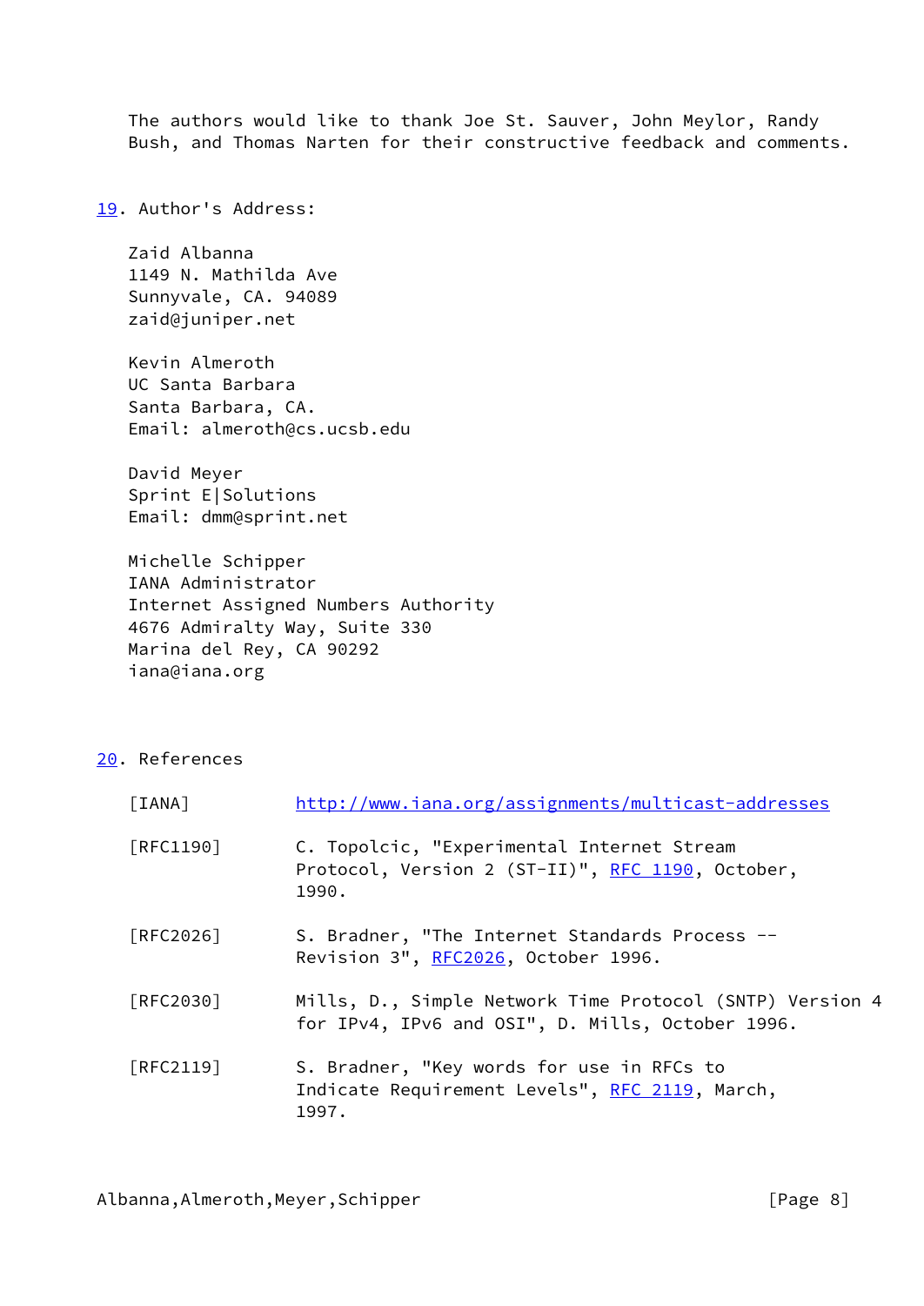The authors would like to thank Joe St. Sauver, John Meylor, Randy Bush, and Thomas Narten for their constructive feedback and comments.

## 19. Author's Address:

Zaid Albanna
1149 N. Mathilda Ave
Sunnyvale, CA. 94089
zaid@juniper.net

Kevin Almeroth
UC Santa Barbara
Santa Barbara, CA.
Email: almeroth@cs.ucsb.edu

David Meyer
Sprint E|Solutions
Email: dmm@sprint.net

Michelle Schipper
IANA Administrator
Internet Assigned Numbers Authority
4676 Admiralty Way, Suite 330
Marina del Rey, CA 90292
iana@iana.org

## 20. References

[IANA] http://www.iana.org/assignments/multicast-addresses

[RFC1190] C. Topolcic, "Experimental Internet Stream Protocol, Version 2 (ST-II)", RFC 1190, October, 1990.

[RFC2026] S. Bradner, "The Internet Standards Process -- Revision 3", RFC2026, October 1996.

[RFC2030] Mills, D., Simple Network Time Protocol (SNTP) Version 4 for IPv4, IPv6 and OSI", D. Mills, October 1996.

[RFC2119] S. Bradner, "Key words for use in RFCs to Indicate Requirement Levels", RFC 2119, March, 1997.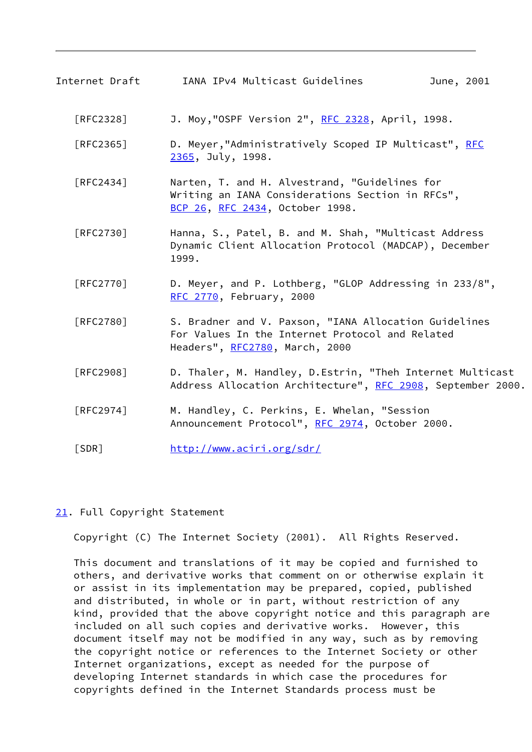[RFC2328] J. Moy,"OSPF Version 2", RFC 2328, April, 1998.

[RFC2365] D. Meyer,"Administratively Scoped IP Multicast", RFC 2365, July, 1998.

[RFC2434] Narten, T. and H. Alvestrand, "Guidelines for Writing an IANA Considerations Section in RFCs", BCP 26, RFC 2434, October 1998.

[RFC2730] Hanna, S., Patel, B. and M. Shah, "Multicast Address Dynamic Client Allocation Protocol (MADCAP), December 1999.

[RFC2770] D. Meyer, and P. Lothberg, "GLOP Addressing in 233/8", RFC 2770, February, 2000

[RFC2780] S. Bradner and V. Paxson, "IANA Allocation Guidelines For Values In the Internet Protocol and Related Headers", RFC2780, March, 2000

[RFC2908] D. Thaler, M. Handley, D.Estrin, "Theh Internet Multicast Address Allocation Architecture", RFC 2908, September 2000.

[RFC2974] M. Handley, C. Perkins, E. Whelan, "Session Announcement Protocol", RFC 2974, October 2000.

[SDR] http://www.aciri.org/sdr/

## 21. Full Copyright Statement

Copyright (C) The Internet Society (2001). All Rights Reserved.

This document and translations of it may be copied and furnished to others, and derivative works that comment on or otherwise explain it or assist in its implementation may be prepared, copied, published and distributed, in whole or in part, without restriction of any kind, provided that the above copyright notice and this paragraph are included on all such copies and derivative works. However, this document itself may not be modified in any way, such as by removing the copyright notice or references to the Internet Society or other Internet organizations, except as needed for the purpose of developing Internet standards in which case the procedures for copyrights defined in the Internet Standards process must be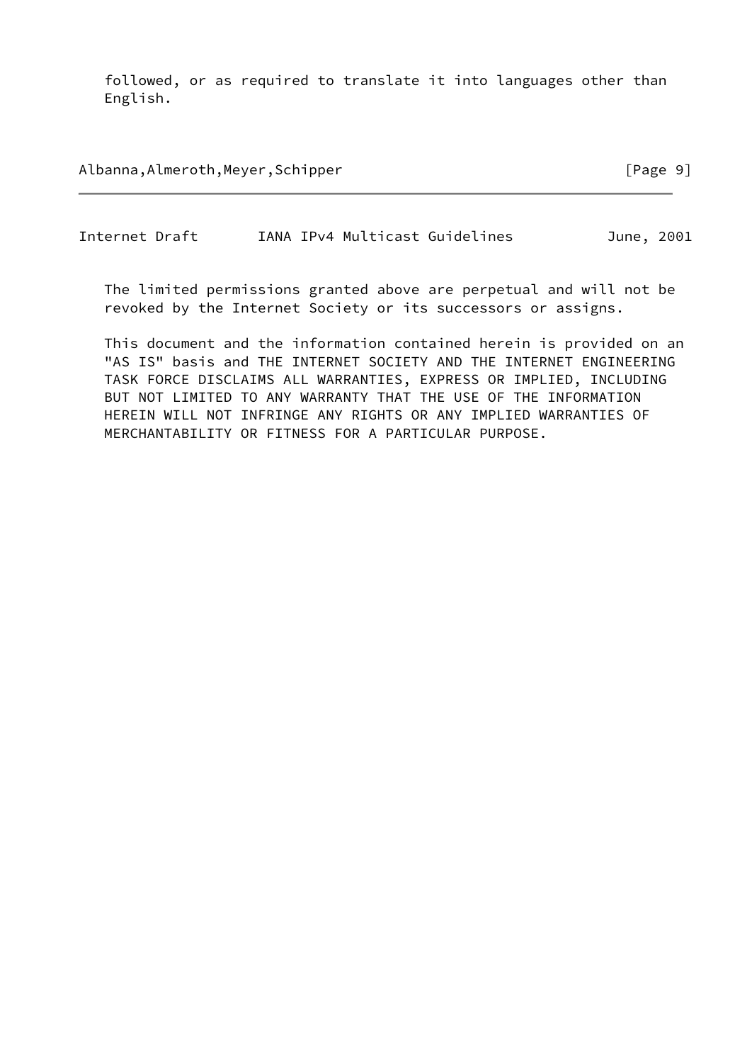followed, or as required to translate it into languages other than English.

The limited permissions granted above are perpetual and will not be revoked by the Internet Society or its successors or assigns.

This document and the information contained herein is provided on an "AS IS" basis and THE INTERNET SOCIETY AND THE INTERNET ENGINEERING TASK FORCE DISCLAIMS ALL WARRANTIES, EXPRESS OR IMPLIED, INCLUDING BUT NOT LIMITED TO ANY WARRANTY THAT THE USE OF THE INFORMATION HEREIN WILL NOT INFRINGE ANY RIGHTS OR ANY IMPLIED WARRANTIES OF MERCHANTABILITY OR FITNESS FOR A PARTICULAR PURPOSE.